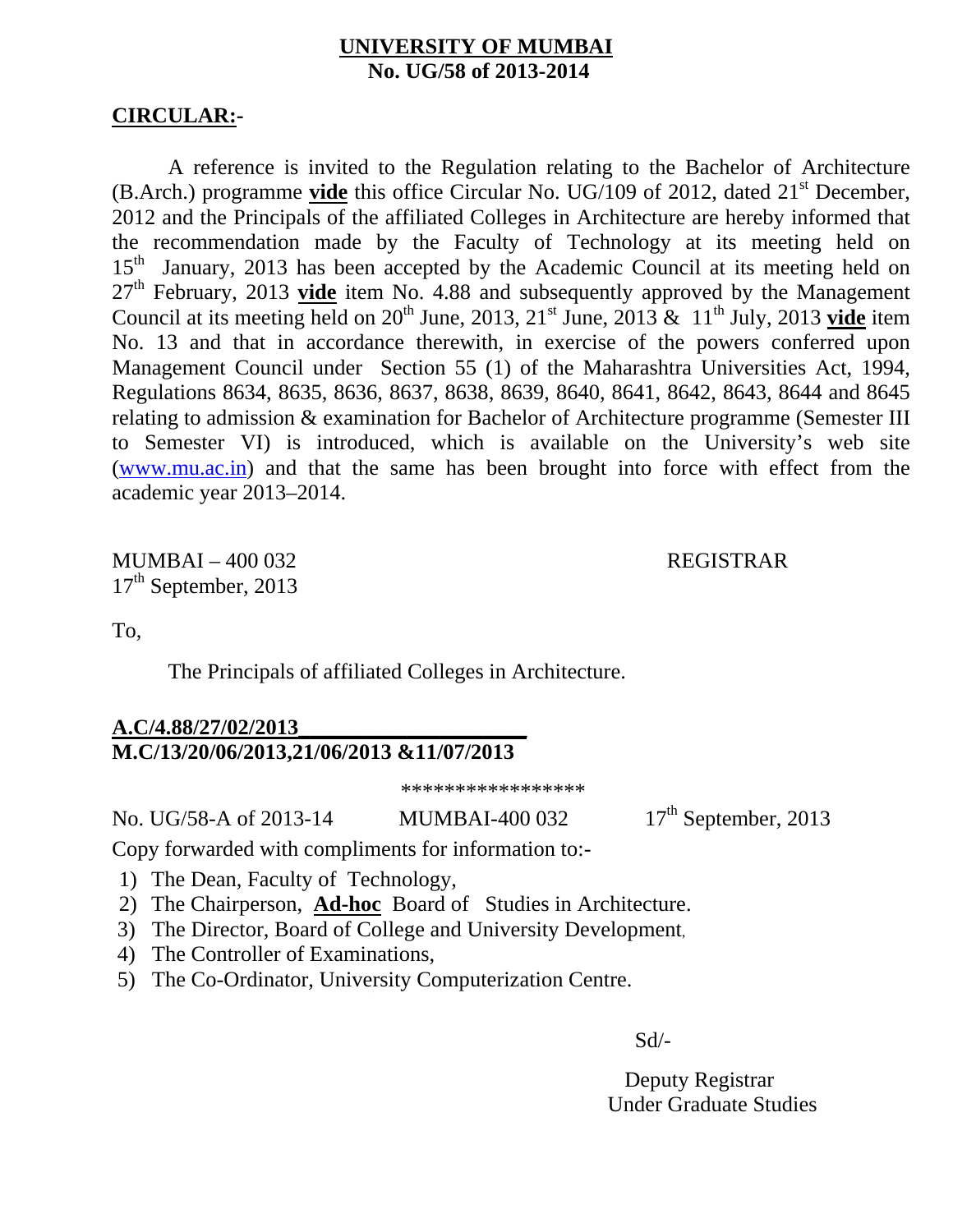**UNIVERSITY OF MUMBAI**
**No. UG/58 of 2013-2014**

**CIRCULAR:-**

A reference is invited to the Regulation relating to the Bachelor of Architecture (B.Arch.) programme **vide** this office Circular No. UG/109 of 2012, dated 21st December, 2012 and the Principals of the affiliated Colleges in Architecture are hereby informed that the recommendation made by the Faculty of Technology at its meeting held on 15th January, 2013 has been accepted by the Academic Council at its meeting held on 27th February, 2013 **vide** item No. 4.88 and subsequently approved by the Management Council at its meeting held on 20th June, 2013, 21st June, 2013 & 11th July, 2013 **vide** item No. 13 and that in accordance therewith, in exercise of the powers conferred upon Management Council under Section 55 (1) of the Maharashtra Universities Act, 1994, Regulations 8634, 8635, 8636, 8637, 8638, 8639, 8640, 8641, 8642, 8643, 8644 and 8645 relating to admission & examination for Bachelor of Architecture programme (Semester III to Semester VI) is introduced, which is available on the University's web site (www.mu.ac.in) and that the same has been brought into force with effect from the academic year 2013–2014.

MUMBAI – 400 032
17th September, 2013

REGISTRAR

To,

The Principals of affiliated Colleges in Architecture.

**A.C/4.88/27/02/2013**
**M.C/13/20/06/2013,21/06/2013 &11/07/2013**

\*\*\*\*\*\*\*\*\*\*\*\*\*\*\*\*\*

No. UG/58-A of 2013-14 MUMBAI-400 032 17th September, 2013

Copy forwarded with compliments for information to:-

1) The Dean, Faculty of Technology,
2) The Chairperson, **Ad-hoc** Board of Studies in Architecture.
3) The Director, Board of College and University Development,
4) The Controller of Examinations,
5) The Co-Ordinator, University Computerization Centre.

Sd/-

Deputy Registrar
Under Graduate Studies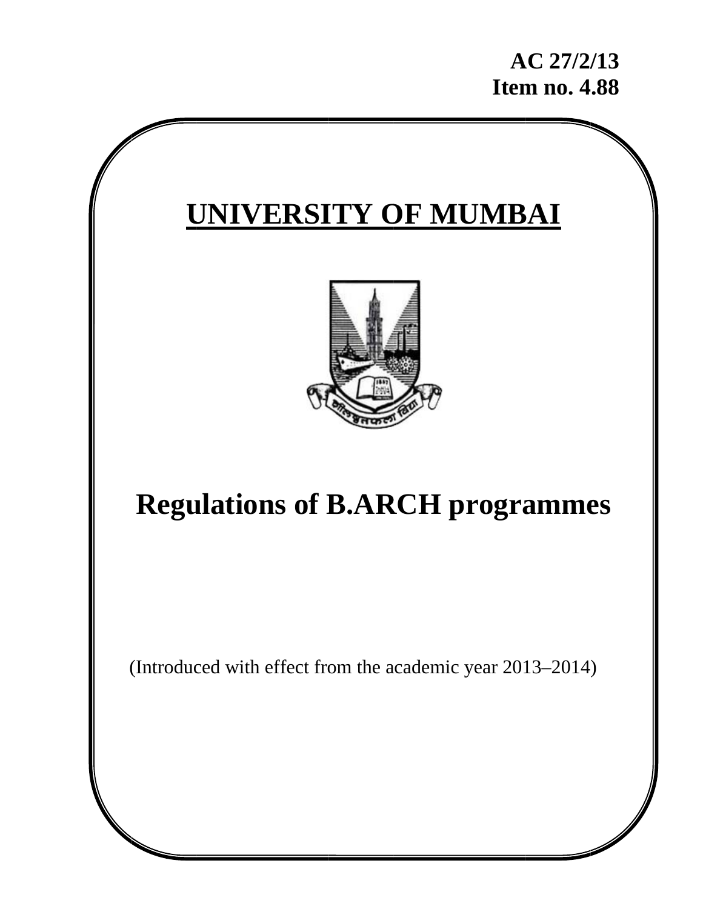**AC 27/2/13**
**Item no. 4.88**

# UNIVERSITY OF MUMBAI

# Regulations of B.ARCH programmes

(Introduced with effect from the academic year 2013–2014)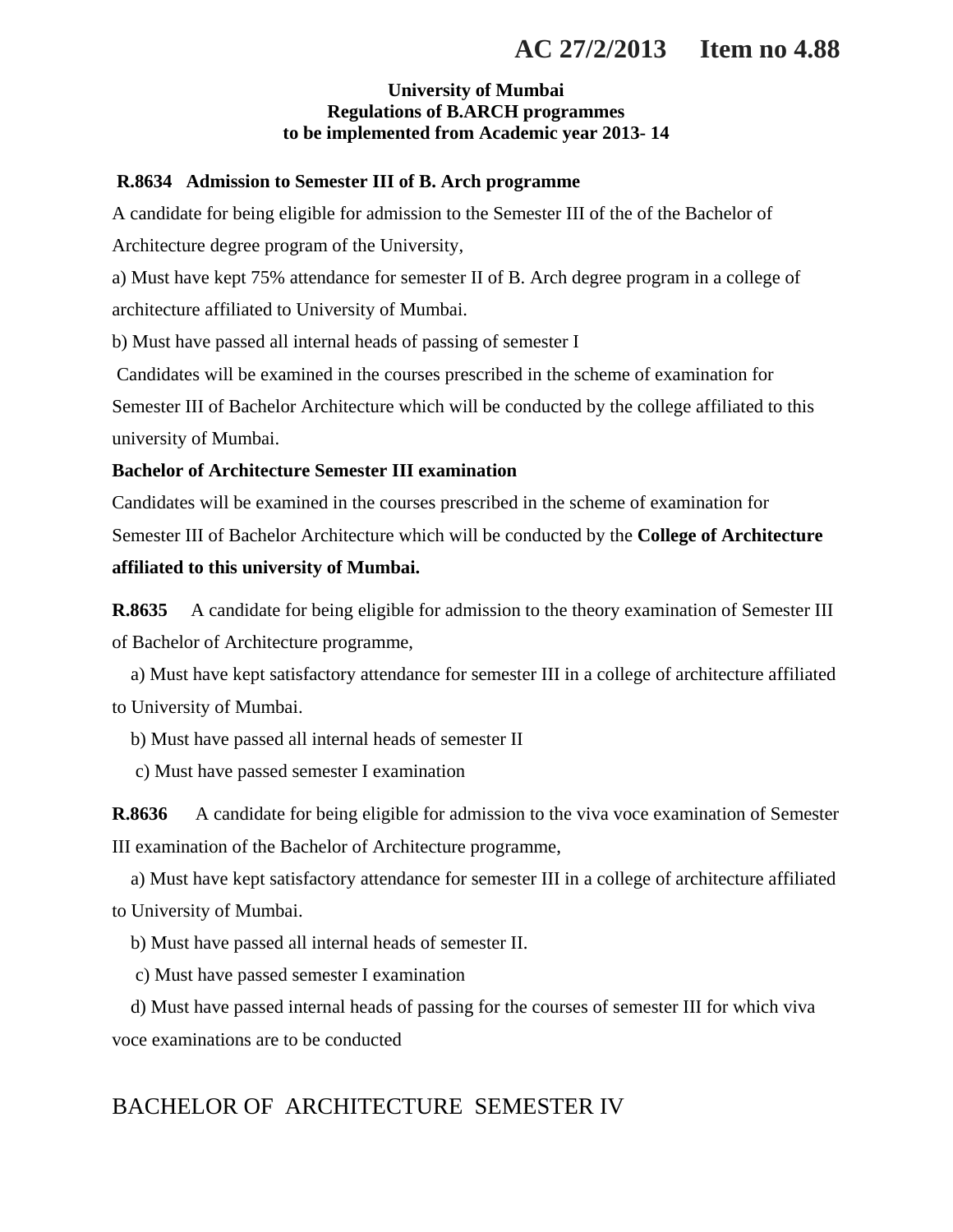# AC 27/2/2013 Item no 4.88

**University of Mumbai**
**Regulations of B.ARCH programmes**
**to be implemented from Academic year 2013- 14**

**R.8634 Admission to Semester III of B. Arch programme**

A candidate for being eligible for admission to the Semester III of the of the Bachelor of Architecture degree program of the University,

a) Must have kept 75% attendance for semester II of B. Arch degree program in a college of architecture affiliated to University of Mumbai.

b) Must have passed all internal heads of passing of semester I

Candidates will be examined in the courses prescribed in the scheme of examination for Semester III of Bachelor Architecture which will be conducted by the college affiliated to this university of Mumbai.

**Bachelor of Architecture Semester III examination**

Candidates will be examined in the courses prescribed in the scheme of examination for Semester III of Bachelor Architecture which will be conducted by the **College of Architecture affiliated to this university of Mumbai.**

**R.8635** A candidate for being eligible for admission to the theory examination of Semester III of Bachelor of Architecture programme,

a) Must have kept satisfactory attendance for semester III in a college of architecture affiliated to University of Mumbai.

b) Must have passed all internal heads of semester II

c) Must have passed semester I examination

**R.8636** A candidate for being eligible for admission to the viva voce examination of Semester III examination of the Bachelor of Architecture programme,

a) Must have kept satisfactory attendance for semester III in a college of architecture affiliated to University of Mumbai.

b) Must have passed all internal heads of semester II.

c) Must have passed semester I examination

d) Must have passed internal heads of passing for the courses of semester III for which viva voce examinations are to be conducted

## BACHELOR OF ARCHITECTURE SEMESTER IV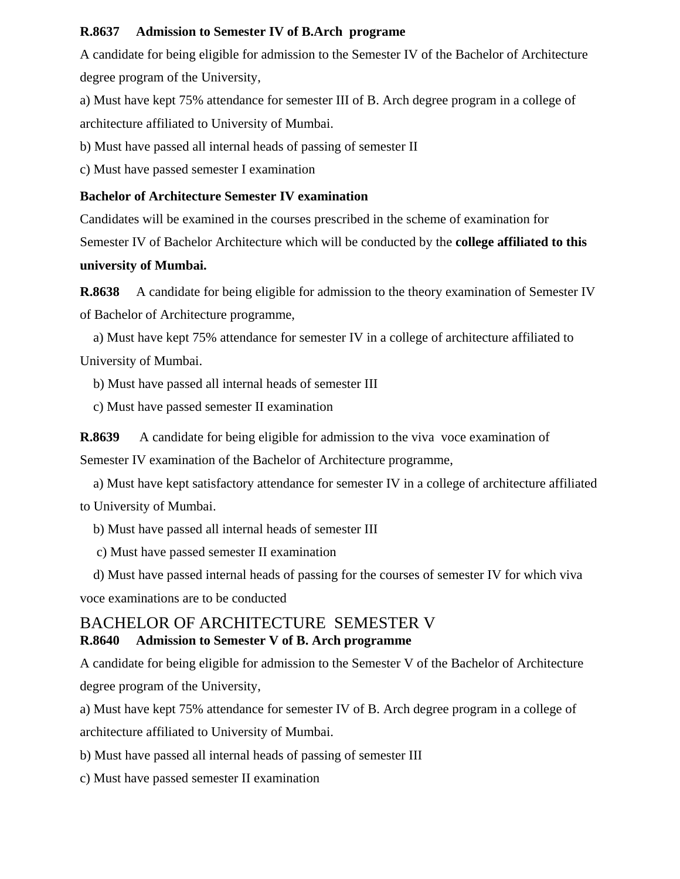**R.8637 Admission to Semester IV of B.Arch programe**

A candidate for being eligible for admission to the Semester IV of the Bachelor of Architecture degree program of the University,

a) Must have kept 75% attendance for semester III of B. Arch degree program in a college of architecture affiliated to University of Mumbai.

b) Must have passed all internal heads of passing of semester II

c) Must have passed semester I examination

**Bachelor of Architecture Semester IV examination**

Candidates will be examined in the courses prescribed in the scheme of examination for Semester IV of Bachelor Architecture which will be conducted by the **college affiliated to this university of Mumbai.**

**R.8638** A candidate for being eligible for admission to the theory examination of Semester IV of Bachelor of Architecture programme,

a) Must have kept 75% attendance for semester IV in a college of architecture affiliated to University of Mumbai.

b) Must have passed all internal heads of semester III

c) Must have passed semester II examination

**R.8639** A candidate for being eligible for admission to the viva voce examination of Semester IV examination of the Bachelor of Architecture programme,

a) Must have kept satisfactory attendance for semester IV in a college of architecture affiliated to University of Mumbai.

b) Must have passed all internal heads of semester III

c) Must have passed semester II examination

d) Must have passed internal heads of passing for the courses of semester IV for which viva voce examinations are to be conducted

## BACHELOR OF ARCHITECTURE SEMESTER V

**R.8640 Admission to Semester V of B. Arch programme**

A candidate for being eligible for admission to the Semester V of the Bachelor of Architecture degree program of the University,

a) Must have kept 75% attendance for semester IV of B. Arch degree program in a college of architecture affiliated to University of Mumbai.

b) Must have passed all internal heads of passing of semester III

c) Must have passed semester II examination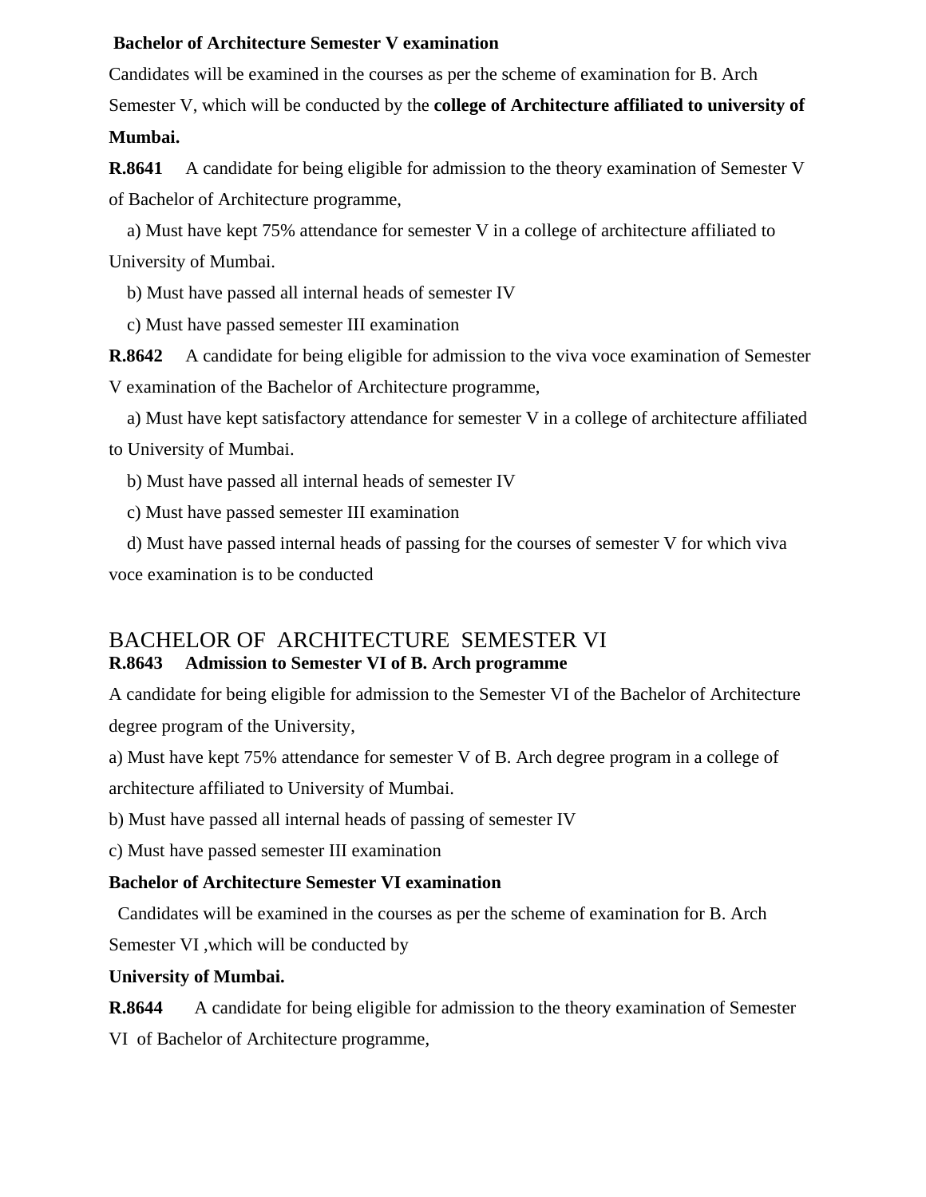**Bachelor of Architecture Semester V examination**

Candidates will be examined in the courses as per the scheme of examination for B. Arch Semester V, which will be conducted by the **college of Architecture affiliated to university of Mumbai.**

**R.8641** A candidate for being eligible for admission to the theory examination of Semester V of Bachelor of Architecture programme,

a) Must have kept 75% attendance for semester V in a college of architecture affiliated to University of Mumbai.

b) Must have passed all internal heads of semester IV

c) Must have passed semester III examination

**R.8642** A candidate for being eligible for admission to the viva voce examination of Semester V examination of the Bachelor of Architecture programme,

a) Must have kept satisfactory attendance for semester V in a college of architecture affiliated to University of Mumbai.

b) Must have passed all internal heads of semester IV

c) Must have passed semester III examination

d) Must have passed internal heads of passing for the courses of semester V for which viva voce examination is to be conducted

## BACHELOR OF ARCHITECTURE SEMESTER VI

**R.8643 Admission to Semester VI of B. Arch programme**

A candidate for being eligible for admission to the Semester VI of the Bachelor of Architecture degree program of the University,

a) Must have kept 75% attendance for semester V of B. Arch degree program in a college of architecture affiliated to University of Mumbai.

b) Must have passed all internal heads of passing of semester IV

c) Must have passed semester III examination

**Bachelor of Architecture Semester VI examination**

Candidates will be examined in the courses as per the scheme of examination for B. Arch Semester VI ,which will be conducted by

**University of Mumbai.**

**R.8644** A candidate for being eligible for admission to the theory examination of Semester VI of Bachelor of Architecture programme,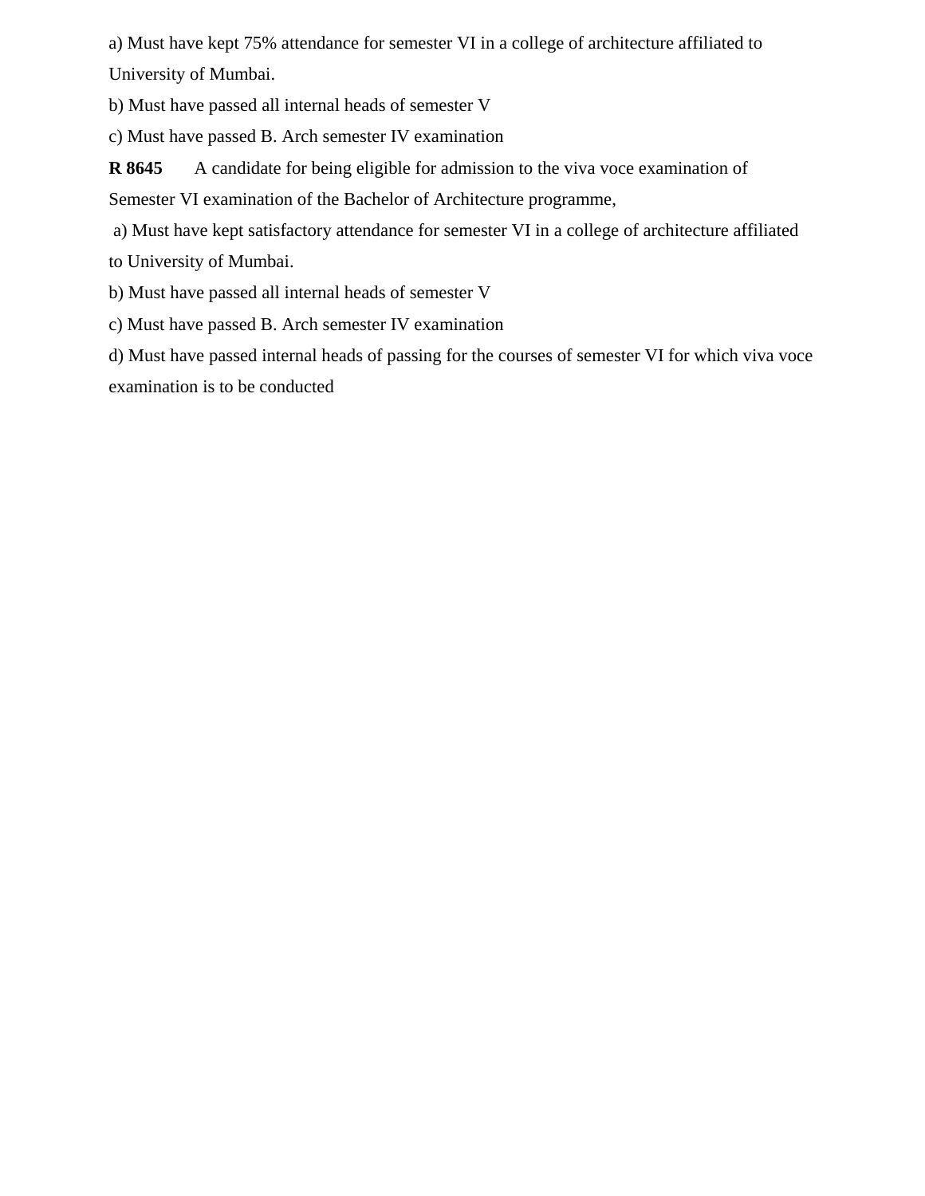a) Must have kept 75% attendance for semester VI in a college of architecture affiliated to University of Mumbai.

b) Must have passed all internal heads of semester V

c) Must have passed B. Arch semester IV examination

**R 8645** A candidate for being eligible for admission to the viva voce examination of Semester VI examination of the Bachelor of Architecture programme,

a) Must have kept satisfactory attendance for semester VI in a college of architecture affiliated to University of Mumbai.

b) Must have passed all internal heads of semester V

c) Must have passed B. Arch semester IV examination

d) Must have passed internal heads of passing for the courses of semester VI for which viva voce examination is to be conducted